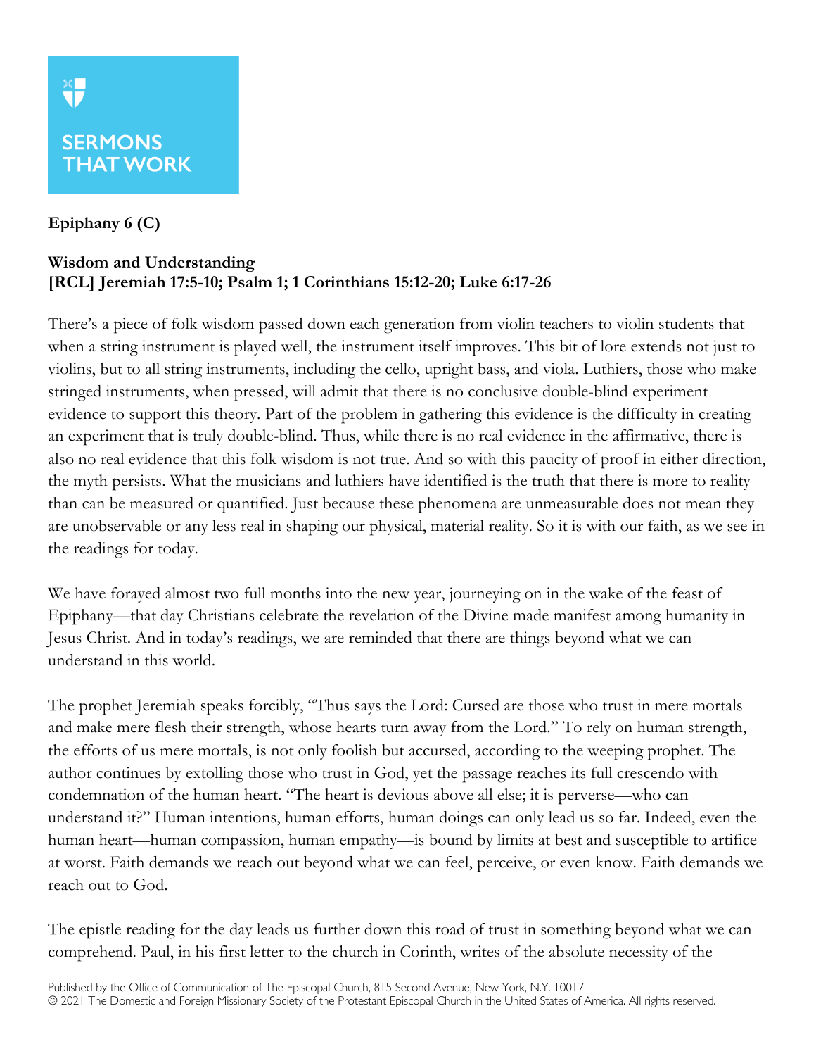SERMONS THAT WORK

**Epiphany 6 (C)**

**Wisdom and Understanding**
**[RCL] Jeremiah 17:5-10; Psalm 1; 1 Corinthians 15:12-20; Luke 6:17-26**

There's a piece of folk wisdom passed down each generation from violin teachers to violin students that when a string instrument is played well, the instrument itself improves. This bit of lore extends not just to violins, but to all string instruments, including the cello, upright bass, and viola. Luthiers, those who make stringed instruments, when pressed, will admit that there is no conclusive double-blind experiment evidence to support this theory. Part of the problem in gathering this evidence is the difficulty in creating an experiment that is truly double-blind. Thus, while there is no real evidence in the affirmative, there is also no real evidence that this folk wisdom is not true. And so with this paucity of proof in either direction, the myth persists. What the musicians and luthiers have identified is the truth that there is more to reality than can be measured or quantified. Just because these phenomena are unmeasurable does not mean they are unobservable or any less real in shaping our physical, material reality. So it is with our faith, as we see in the readings for today.

We have forayed almost two full months into the new year, journeying on in the wake of the feast of Epiphany—that day Christians celebrate the revelation of the Divine made manifest among humanity in Jesus Christ. And in today's readings, we are reminded that there are things beyond what we can understand in this world.

The prophet Jeremiah speaks forcibly, "Thus says the Lord: Cursed are those who trust in mere mortals and make mere flesh their strength, whose hearts turn away from the Lord." To rely on human strength, the efforts of us mere mortals, is not only foolish but accursed, according to the weeping prophet. The author continues by extolling those who trust in God, yet the passage reaches its full crescendo with condemnation of the human heart. "The heart is devious above all else; it is perverse—who can understand it?" Human intentions, human efforts, human doings can only lead us so far. Indeed, even the human heart—human compassion, human empathy—is bound by limits at best and susceptible to artifice at worst. Faith demands we reach out beyond what we can feel, perceive, or even know. Faith demands we reach out to God.

The epistle reading for the day leads us further down this road of trust in something beyond what we can comprehend. Paul, in his first letter to the church in Corinth, writes of the absolute necessity of the

Published by the Office of Communication of The Episcopal Church, 815 Second Avenue, New York, N.Y. 10017
© 2021 The Domestic and Foreign Missionary Society of the Protestant Episcopal Church in the United States of America. All rights reserved.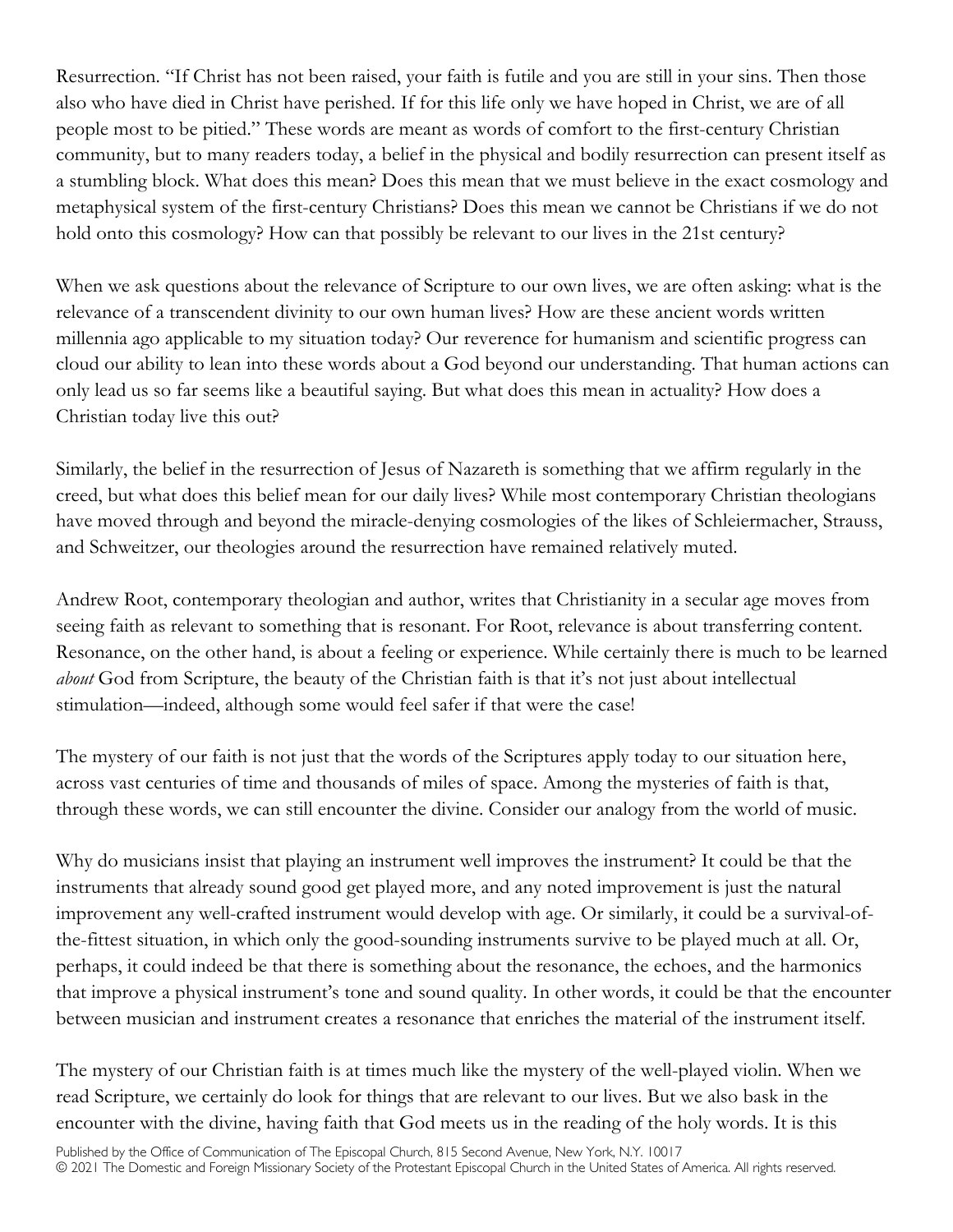Resurrection. "If Christ has not been raised, your faith is futile and you are still in your sins. Then those also who have died in Christ have perished. If for this life only we have hoped in Christ, we are of all people most to be pitied." These words are meant as words of comfort to the first-century Christian community, but to many readers today, a belief in the physical and bodily resurrection can present itself as a stumbling block. What does this mean? Does this mean that we must believe in the exact cosmology and metaphysical system of the first-century Christians? Does this mean we cannot be Christians if we do not hold onto this cosmology? How can that possibly be relevant to our lives in the 21st century?

When we ask questions about the relevance of Scripture to our own lives, we are often asking: what is the relevance of a transcendent divinity to our own human lives? How are these ancient words written millennia ago applicable to my situation today? Our reverence for humanism and scientific progress can cloud our ability to lean into these words about a God beyond our understanding. That human actions can only lead us so far seems like a beautiful saying. But what does this mean in actuality? How does a Christian today live this out?

Similarly, the belief in the resurrection of Jesus of Nazareth is something that we affirm regularly in the creed, but what does this belief mean for our daily lives? While most contemporary Christian theologians have moved through and beyond the miracle-denying cosmologies of the likes of Schleiermacher, Strauss, and Schweitzer, our theologies around the resurrection have remained relatively muted.

Andrew Root, contemporary theologian and author, writes that Christianity in a secular age moves from seeing faith as relevant to something that is resonant. For Root, relevance is about transferring content. Resonance, on the other hand, is about a feeling or experience. While certainly there is much to be learned *about* God from Scripture, the beauty of the Christian faith is that it's not just about intellectual stimulation—indeed, although some would feel safer if that were the case!

The mystery of our faith is not just that the words of the Scriptures apply today to our situation here, across vast centuries of time and thousands of miles of space. Among the mysteries of faith is that, through these words, we can still encounter the divine. Consider our analogy from the world of music.

Why do musicians insist that playing an instrument well improves the instrument? It could be that the instruments that already sound good get played more, and any noted improvement is just the natural improvement any well-crafted instrument would develop with age. Or similarly, it could be a survival-of-the-fittest situation, in which only the good-sounding instruments survive to be played much at all. Or, perhaps, it could indeed be that there is something about the resonance, the echoes, and the harmonics that improve a physical instrument's tone and sound quality. In other words, it could be that the encounter between musician and instrument creates a resonance that enriches the material of the instrument itself.

The mystery of our Christian faith is at times much like the mystery of the well-played violin. When we read Scripture, we certainly do look for things that are relevant to our lives. But we also bask in the encounter with the divine, having faith that God meets us in the reading of the holy words. It is this

Published by the Office of Communication of The Episcopal Church, 815 Second Avenue, New York, N.Y. 10017
© 2021 The Domestic and Foreign Missionary Society of the Protestant Episcopal Church in the United States of America. All rights reserved.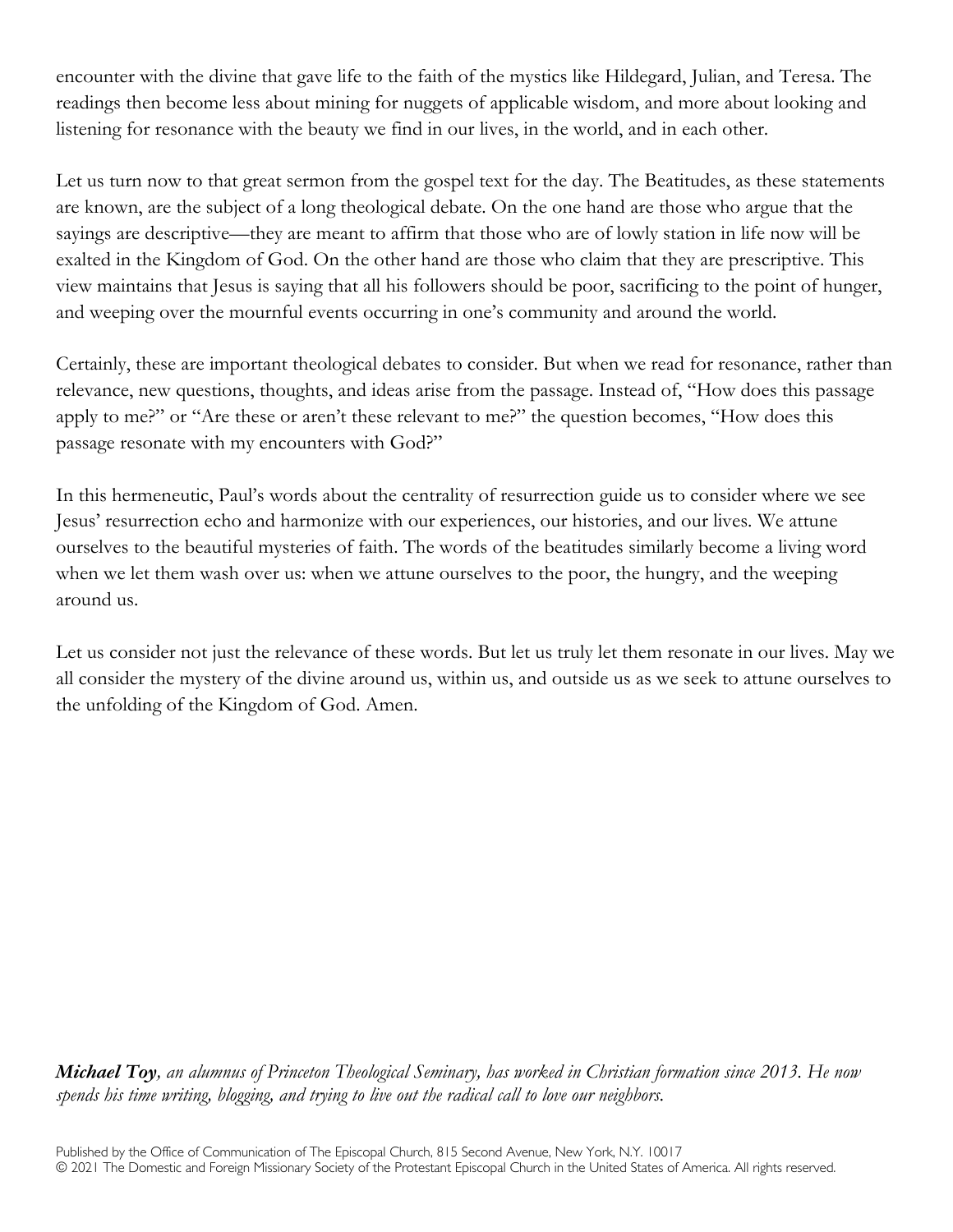encounter with the divine that gave life to the faith of the mystics like Hildegard, Julian, and Teresa. The readings then become less about mining for nuggets of applicable wisdom, and more about looking and listening for resonance with the beauty we find in our lives, in the world, and in each other.

Let us turn now to that great sermon from the gospel text for the day. The Beatitudes, as these statements are known, are the subject of a long theological debate. On the one hand are those who argue that the sayings are descriptive—they are meant to affirm that those who are of lowly station in life now will be exalted in the Kingdom of God. On the other hand are those who claim that they are prescriptive. This view maintains that Jesus is saying that all his followers should be poor, sacrificing to the point of hunger, and weeping over the mournful events occurring in one's community and around the world.

Certainly, these are important theological debates to consider. But when we read for resonance, rather than relevance, new questions, thoughts, and ideas arise from the passage. Instead of, "How does this passage apply to me?" or "Are these or aren't these relevant to me?" the question becomes, "How does this passage resonate with my encounters with God?"

In this hermeneutic, Paul's words about the centrality of resurrection guide us to consider where we see Jesus' resurrection echo and harmonize with our experiences, our histories, and our lives. We attune ourselves to the beautiful mysteries of faith. The words of the beatitudes similarly become a living word when we let them wash over us: when we attune ourselves to the poor, the hungry, and the weeping around us.

Let us consider not just the relevance of these words. But let us truly let them resonate in our lives. May we all consider the mystery of the divine around us, within us, and outside us as we seek to attune ourselves to the unfolding of the Kingdom of God. Amen.

***Michael Toy**, an alumnus of Princeton Theological Seminary, has worked in Christian formation since 2013. He now spends his time writing, blogging, and trying to live out the radical call to love our neighbors.*

Published by the Office of Communication of The Episcopal Church, 815 Second Avenue, New York, N.Y. 10017
© 2021 The Domestic and Foreign Missionary Society of the Protestant Episcopal Church in the United States of America. All rights reserved.